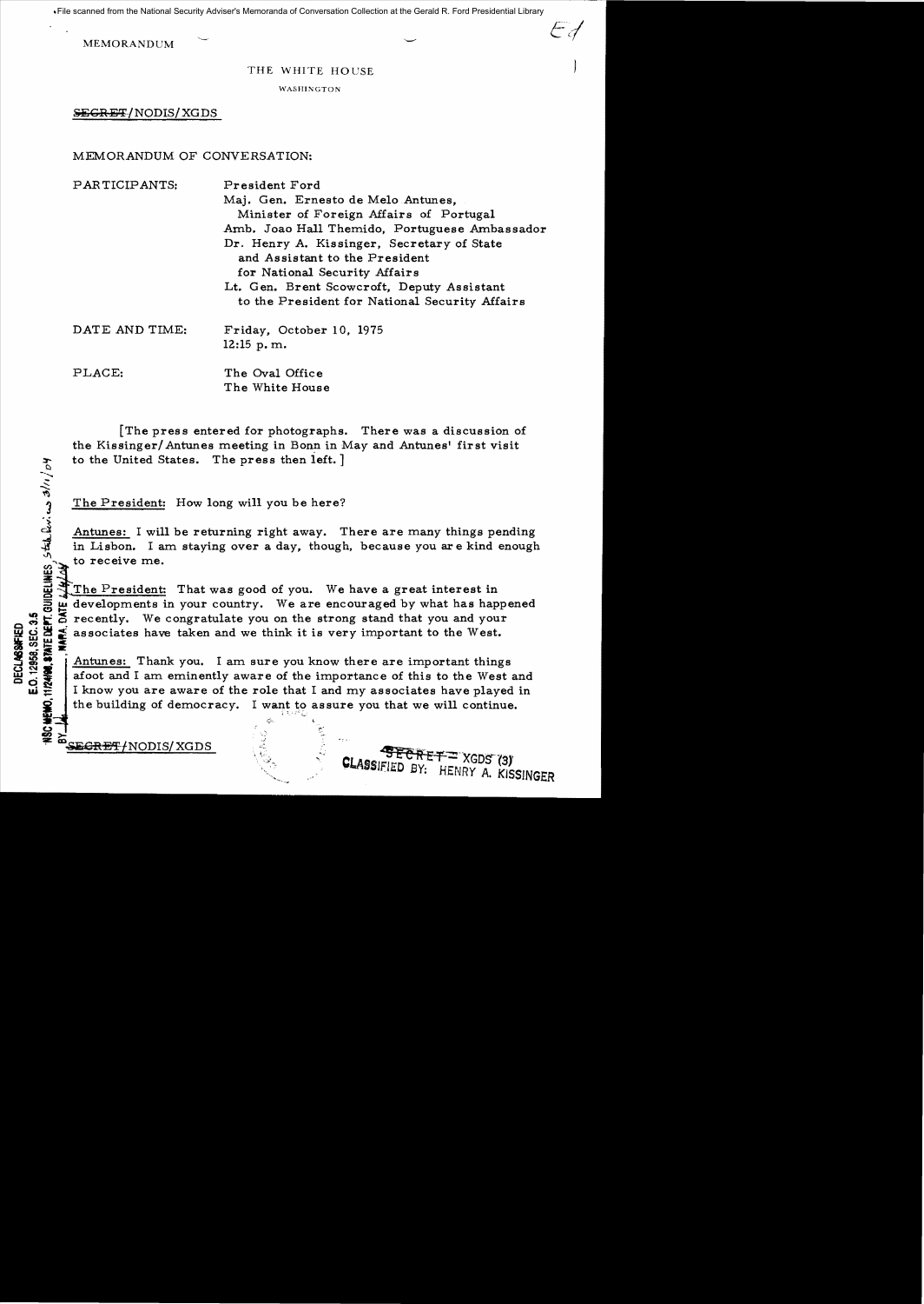MEMORANDUM

THE WHITE HOUSE

WASHINGTON

SECRET/NODIS/XGDS

MEMORANDUM OF CONVERSATION:

PARTICIPANTS:
President Ford
Maj. Gen. Ernesto de Melo Antunes, Minister of Foreign Affairs of Portugal
Amb. Joao Hall Themido, Portuguese Ambassador
Dr. Henry A. Kissinger, Secretary of State and Assistant to the President for National Security Affairs
Lt. Gen. Brent Scowcroft, Deputy Assistant to the President for National Security Affairs

DATE AND TIME: Friday, October 10, 1975
12:15 p.m.

PLACE: The Oval Office
The White House

[The press entered for photographs. There was a discussion of the Kissinger/Antunes meeting in Bonn in May and Antunes' first visit to the United States. The press then left.]

The President: How long will you be here?

Antunes: I will be returning right away. There are many things pending in Lisbon. I am staying over a day, though, because you are kind enough to receive me.

The President: That was good of you. We have a great interest in developments in your country. We are encouraged by what has happened recently. We congratulate you on the strong stand that you and your associates have taken and we think it is very important to the West.

Antunes: Thank you. I am sure you know there are important things afoot and I am eminently aware of the importance of this to the West and I know you are aware of the role that I and my associates have played in the building of democracy. I want to assure you that we will continue.

SECRET/NODIS/XGDS

CLASSIFIED BY: HENRY A. KISSINGER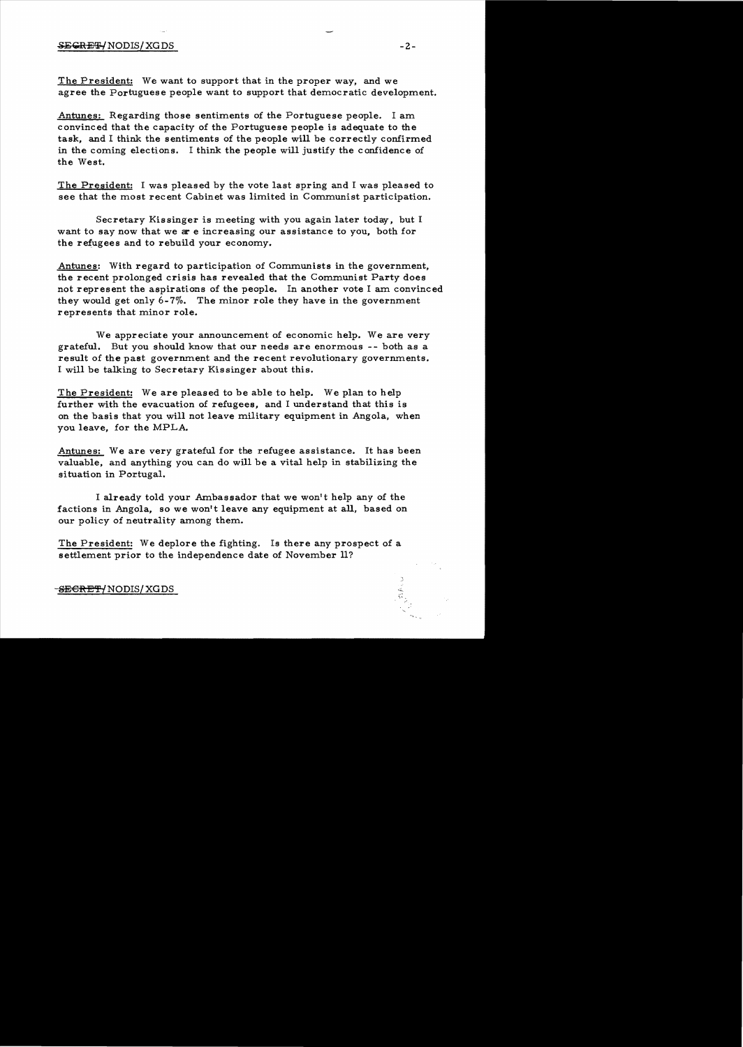The President: We want to support that in the proper way, and we agree the Portuguese people want to support that democratic development.

Antunes: Regarding those sentiments of the Portuguese people. I am convinced that the capacity of the Portuguese people is adequate to the task, and I think the sentiments of the people will be correctly confirmed in the coming elections. I think the people will justify the confidence of the West.

The President: I was pleased by the vote last spring and I was pleased to see that the most recent Cabinet was limited in Communist participation.

Secretary Kissinger is meeting with you again later today, but I want to say now that we are increasing our assistance to you, both for the refugees and to rebuild your economy.

Antunes: With regard to participation of Communists in the government, the recent prolonged crisis has revealed that the Communist Party does not represent the aspirations of the people. In another vote I am convinced they would get only 6-7%. The minor role they have in the government represents that minor role.

We appreciate your announcement of economic help. We are very grateful. But you should know that our needs are enormous -- both as a result of the past government and the recent revolutionary governments. I will be talking to Secretary Kissinger about this.

The President: We are pleased to be able to help. We plan to help further with the evacuation of refugees, and I understand that this is on the basis that you will not leave military equipment in Angola, when you leave, for the MPLA.

Antunes: We are very grateful for the refugee assistance. It has been valuable, and anything you can do will be a vital help in stabilizing the situation in Portugal.

I already told your Ambassador that we won't help any of the factions in Angola, so we won't leave any equipment at all, based on our policy of neutrality among them.

The President: We deplore the fighting. Is there any prospect of a settlement prior to the independence date of November 11?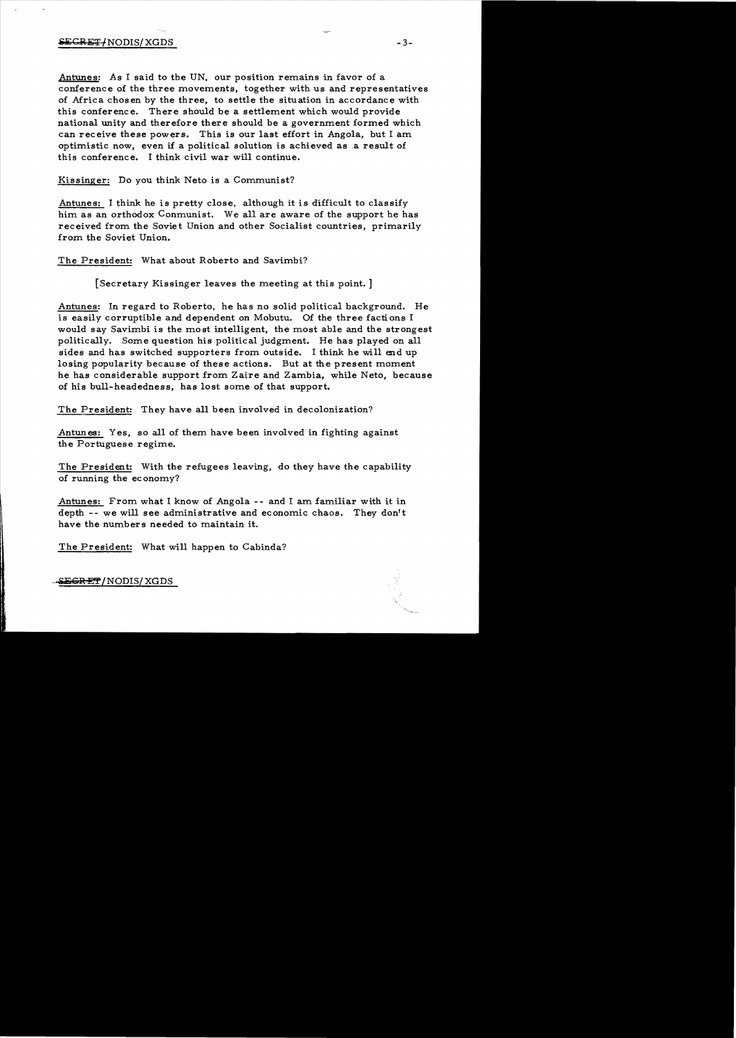Antunes: As I said to the UN, our position remains in favor of a conference of the three movements, together with us and representatives of Africa chosen by the three, to settle the situation in accordance with this conference. There should be a settlement which would provide national unity and therefore there should be a government formed which can receive these powers. This is our last effort in Angola, but I am optimistic now, even if a political solution is achieved as a result of this conference. I think civil war will continue.

Kissinger: Do you think Neto is a Communist?

Antunes: I think he is pretty close, although it is difficult to classify him as an orthodox Conmunist. We all are aware of the support he has received from the Soviet Union and other Socialist countries, primarily from the Soviet Union.

The President: What about Roberto and Savimbi?

[Secretary Kissinger leaves the meeting at this point.]

Antunes: In regard to Roberto, he has no solid political background. He is easily corruptible and dependent on Mobutu. Of the three factions I would say Savimbi is the most intelligent, the most able and the strongest politically. Some question his political judgment. He has played on all sides and has switched supporters from outside. I think he will end up losing popularity because of these actions. But at the present moment he has considerable support from Zaire and Zambia, while Neto, because of his bull-headedness, has lost some of that support.

The President: They have all been involved in decolonization?

Antunes: Yes, so all of them have been involved in fighting against the Portuguese regime.

The President: With the refugees leaving, do they have the capability of running the economy?

Antunes: From what I know of Angola -- and I am familiar with it in depth -- we will see administrative and economic chaos. They don't have the numbers needed to maintain it.

The President: What will happen to Cabinda?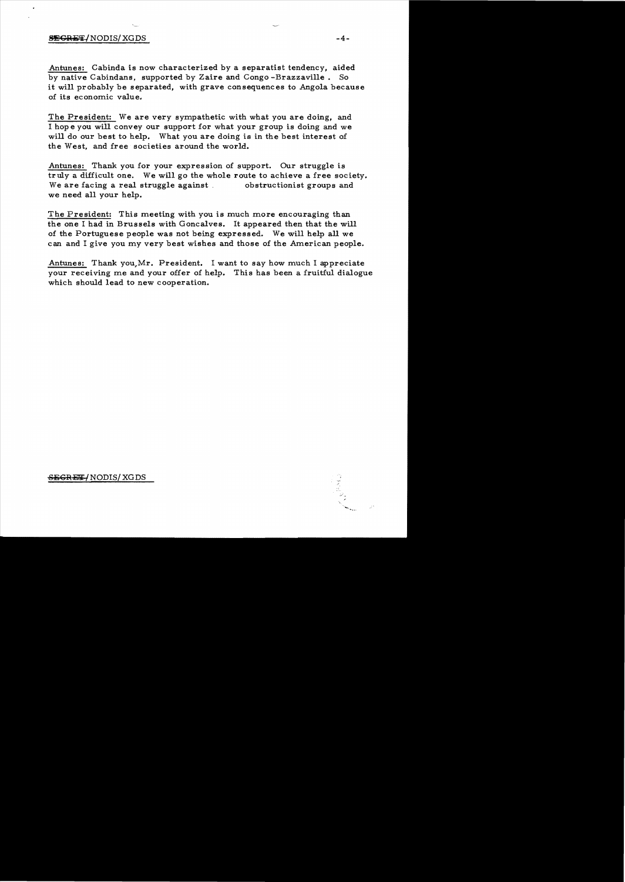Antunes: Cabinda is now characterized by a separatist tendency, aided by native Cabindans, supported by Zaire and Congo-Brazzaville. So it will probably be separated, with grave consequences to Angola because of its economic value.

The President: We are very sympathetic with what you are doing, and I hope you will convey our support for what your group is doing and we will do our best to help. What you are doing is in the best interest of the West, and free societies around the world.

Antunes: Thank you for your expression of support. Our struggle is truly a difficult one. We will go the whole route to achieve a free society. We are facing a real struggle against obstructionist groups and we need all your help.

The President: This meeting with you is much more encouraging than the one I had in Brussels with Goncalves. It appeared then that the will of the Portuguese people was not being expressed. We will help all we can and I give you my very best wishes and those of the American people.

Antunes: Thank you, Mr. President. I want to say how much I appreciate your receiving me and your offer of help. This has been a fruitful dialogue which should lead to new cooperation.

SECRET/NODIS/XGDS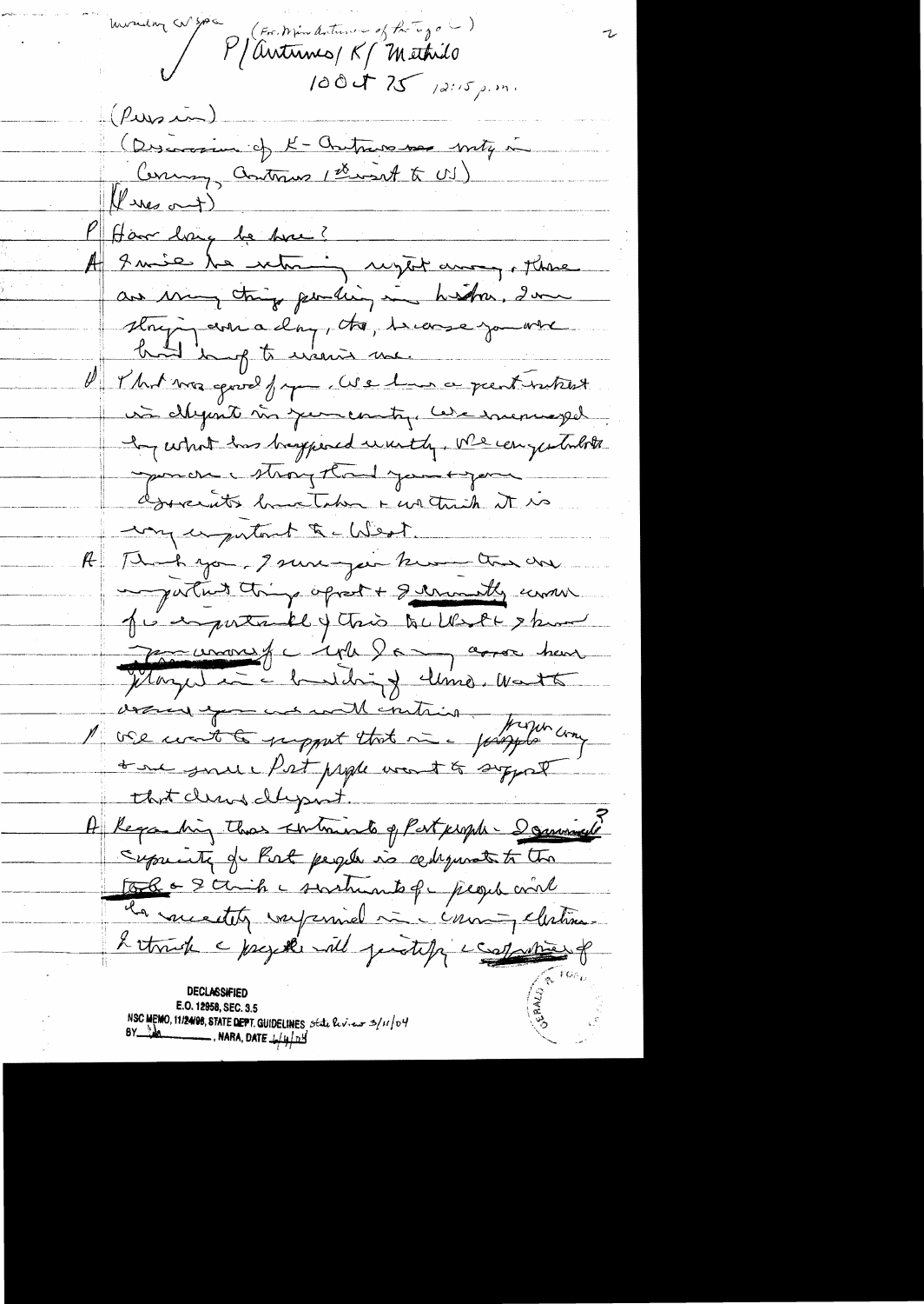Working Cl'spa (For Min Antunes of Portugal)

P/ Antunes/ K/ Mathilde

10 Oct 75 12:15 p.m.

(Press in)

(Discussion of K-Antunes mtg in Germany, Antunes 1st visit to US)

(Press out)

P How long be here?

A I will be returning right away. There are many things pending in Lisbon. I am staying one day, though, because you were kind enough to receive me.

P That was good of you. We have a great interest in developments in your country. We were encouraged by what has happened recently. We congratulate you on the strong stand you and your associates have taken & we think it is very important to the West.

A Thank you. I am sure you know there are important things afoot & I certainly am for importance of this to the West. I know you are aware of the role I and my associates have played in the building of demo. Want to assure you we will continue.

P We want to support that in a proper way & we sense Port people want to support that demo development.

A Regarding those sentiments of Port people — I am convinced? Capacity of Port people is adequate to the task & I think the sentiments of people were clearly expressed in the Constituent election. I think the people will justify the confidence of

DECLASSIFIED
E.O. 12958, SEC. 3.5
NSC MEMO, 11/24/98, STATE DEPT. GUIDELINES State Review 3/11/04
BY ___, NARA, DATE 4/4/04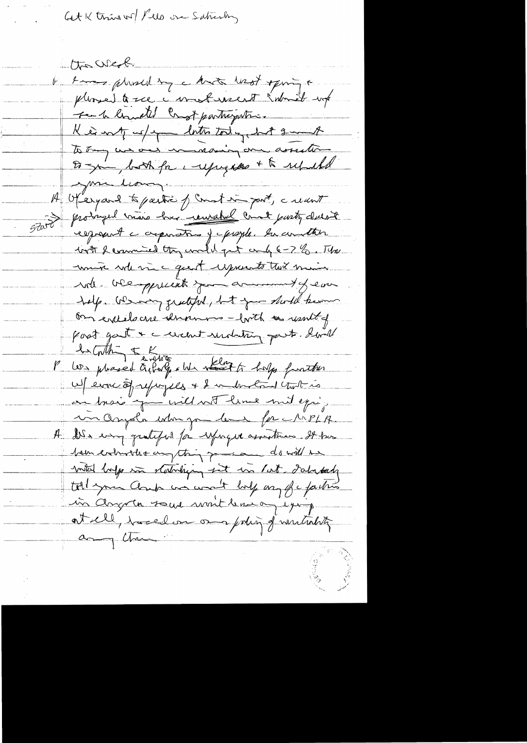Get K twins w/ Pres on Saturday

Tin West

P. I was pleased by the President's visit last spring & pleased to see the most recent Cabinet w/ full limited Const participation.
K is not w/ you later today, but I want to tell you as our remaining one assertion to you, both for refugees & to rebuild your economy.

A. Offering to partic of Const in part, the recent prolonged crisis has revealed Const party doesn't represent the aspirations of the people. In another vote I convinced they would get only 6-7%. The more we have the greater represents that minor vote. We appreciate your announcement of econ help. We are grateful, but you should know our enclosure demands — both as result of past govt & the recent revolutionary govt. I will be talking to K.

*Start*

P. We pleased Gt Party. We are eager to help further w/ econ of refugees & I understand that is on basis you will not leave mil equip in Angola when you leave for the MPLA.

A. We very grateful for refugee assistance. It has been extremely anything you can do will be vital help in stabilizing set in Port. Nobody told you Cmdr we won't help any of the factions in Angola & we won't leave any equip at all, based on our policy of neutrality among them.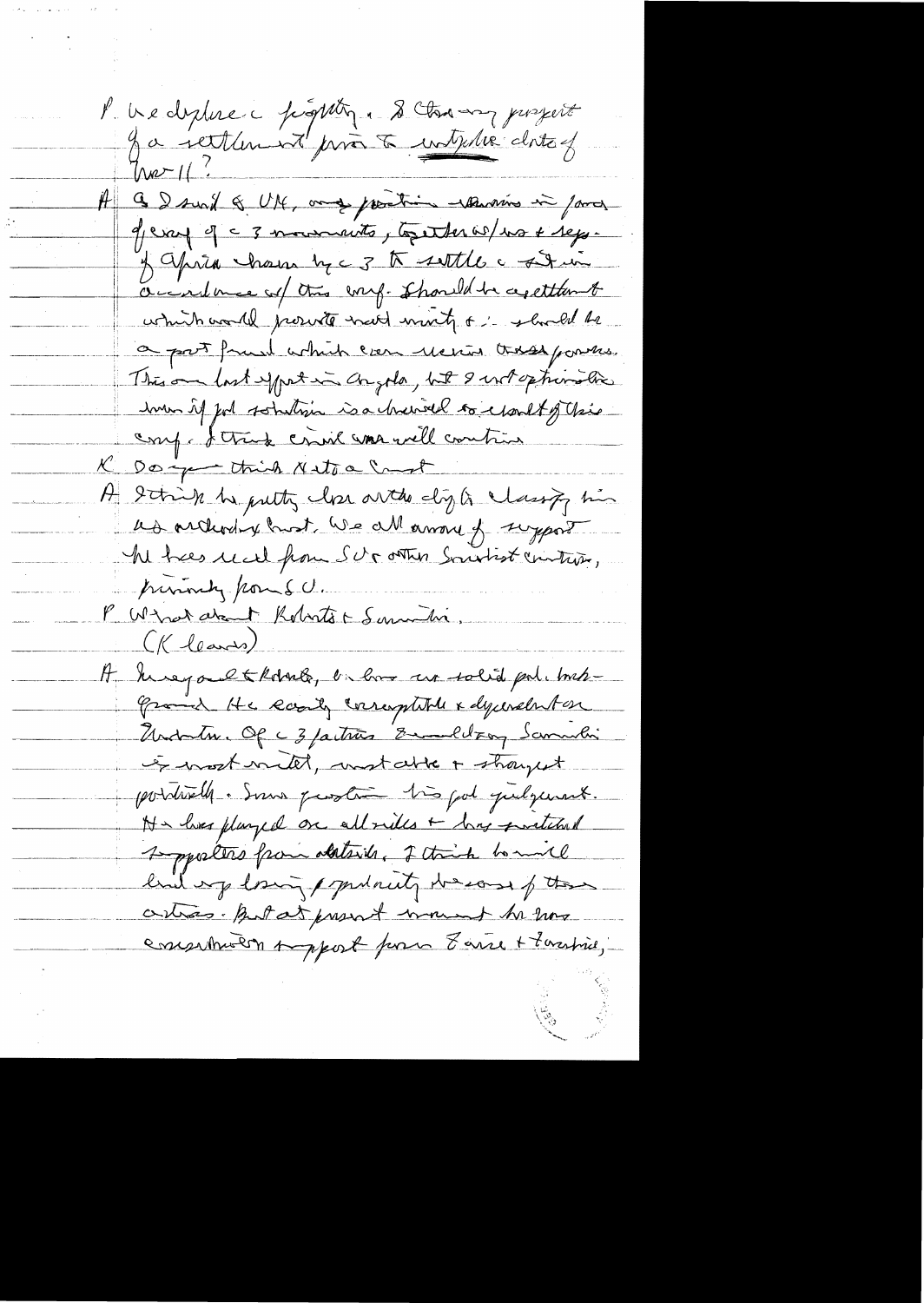P We deplore the fighting. Is there any prospect of a settlement prior to independence date of Nov 11?

A As I said to UN, my position remains in favor of unity of the 3 movements, together w/ us & reps. of Africa chosen by the 3 to settle the situation in accordance w/ this unity. Should be a settlement which would provide national unity & should be a point from which even various those powers. This our last effort in Angola, but I not optimistic since if pol solution is achieved so early if this unity. I think civil war will continue

K Do you think Neto a Communist

A I think he pretty close on the dialectic classify him as orthodox Commun. We all aware of support he has recd from SU & other Soviet countries, primarily from SU.

P What about Roberto & Savimbi.

(K leaves)

A Having said to Roberto, he has no solid pol. background. He easily corruptible & dependent on Mobutu. Of the 3 factions I would say Savimbi is most united, most able & strongest politically. Some question his pol judgement. He has played on all sides & has switched supporters from outside. I think he will end up losing popularity because of these actions. But at present moment he has considerable support from Zaire & Zambia;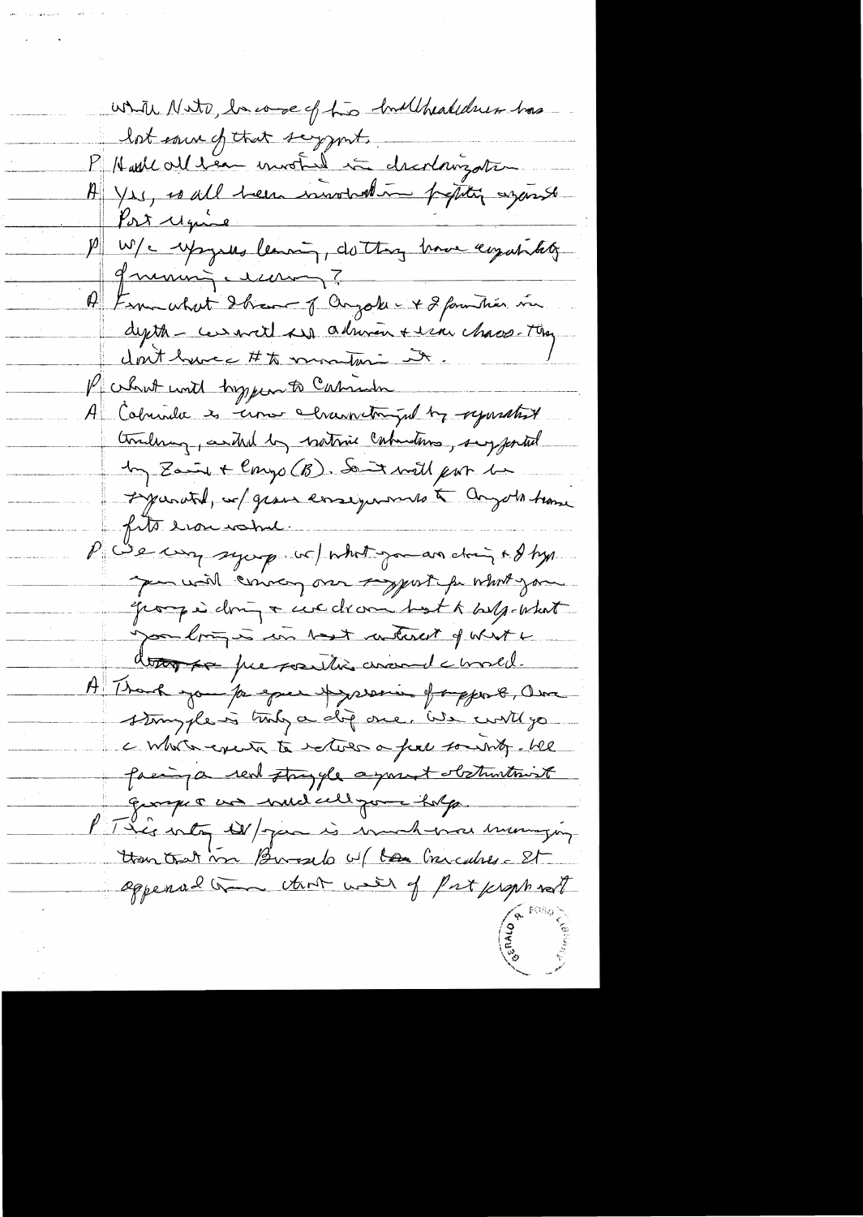with Nato, because of his bullheadedness has lost some of that support.

P Hasn't all been involved in decolonization

A Yes, all been involved in fighting against Port regime

P W/ Portuguese leaving, do they have capability of running a country?

A From what I know of Angola – + I familiar in depth – we will see adventurism + even chaos. They don't have # to maintain it.

P What will happen to Cabinda

A Cabinda is now characterized by separatist tendency, assisted by native Cabindans, supported by Zaire + Congo (B). So it will pose a separatist, w/ grave consequences to Angola terri[torial] integrity.

P We very sympathetic w/ what you are doing + I hope you will convey our support for what your group is doing + we drew best to help what you bring is in best interest of world + desire for free societies around the world.

A Thank you for your expression of support. Our struggle is truly a deep one. We will go. The whole country to restore a free society. We facing a real struggle against obstructionist groups + we need all your help.

P This unity w/you is much more meaningful than that in Brussels w/ the Ministers. It appeared then that much of Port people not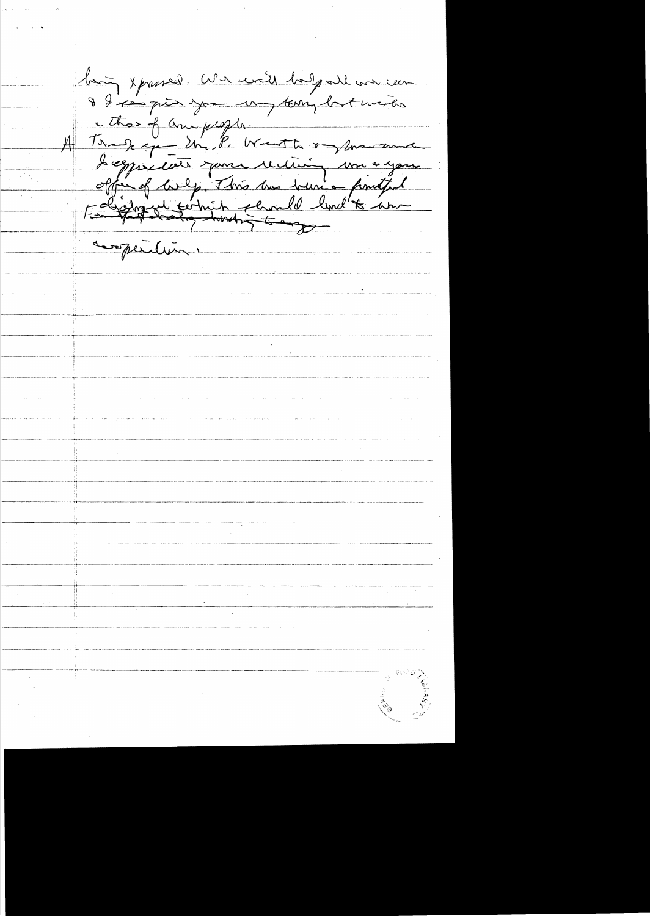being expressed. We will help all we can & I recognize your very tough but works ethos of our people.

A Thank you Mr. P. Want to assure we I appreciate your willingness and your offer of help. This has been a fruitful dialogue which should lead to ~~further dealing towards~~ cooperation.